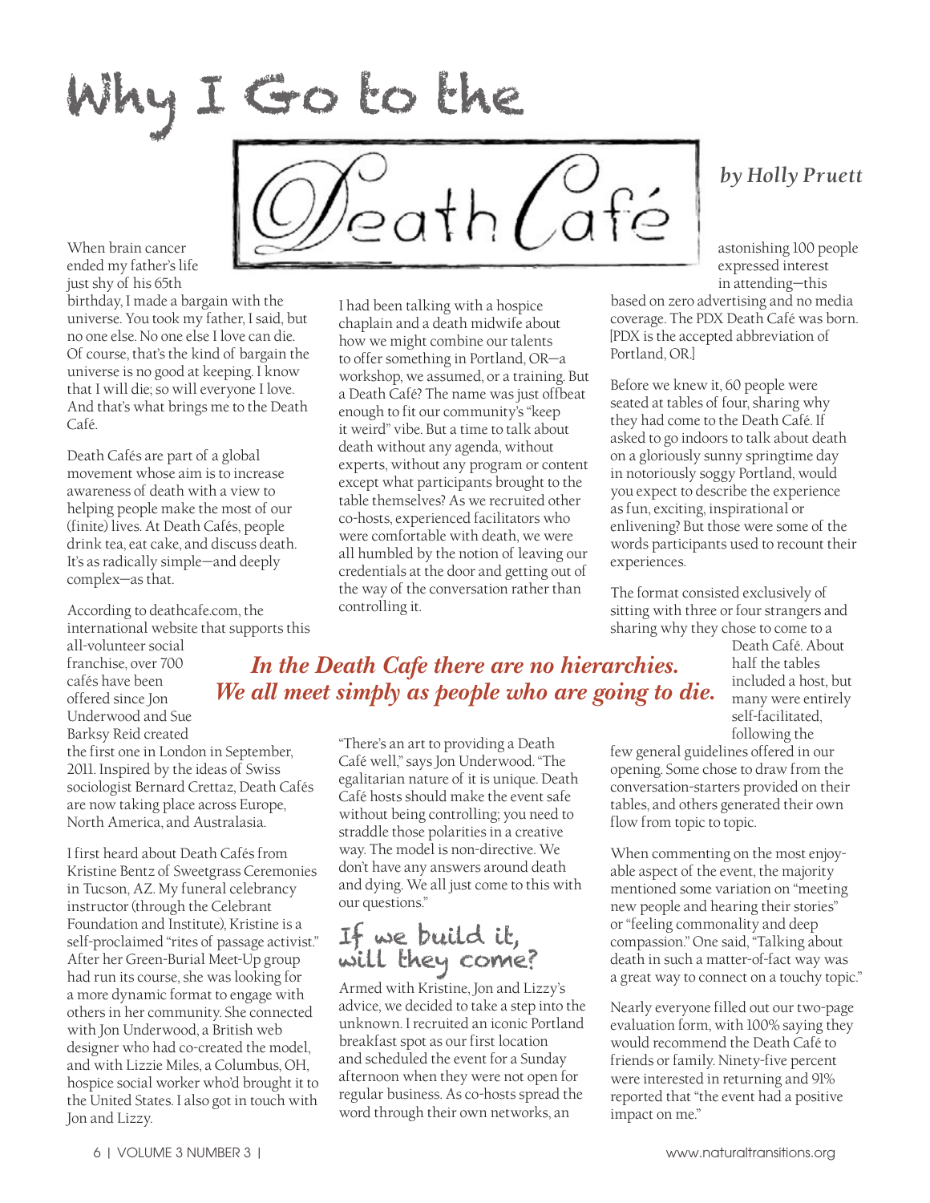# Why I Go to the Death Café

*by Holly Pruett*

When brain cancer ended my father's life just shy of his 65th birthday, I made a bargain with the universe. You took my father, I said, but no one else. No one else I love can die. Of course, that's the kind of bargain the universe is no good at keeping. I know that I will die; so will everyone I love. And that's what brings me to the Death Café.

Death Cafés are part of a global movement whose aim is to increase awareness of death with a view to helping people make the most of our (finite) lives. At Death Cafés, people drink tea, eat cake, and discuss death. It's as radically simple—and deeply complex—as that.

According to deathcafe.com, the international website that supports this all-volunteer social franchise, over 700 cafés have been offered since Jon Underwood and Sue Barksy Reid created the first one in London in September, 2011. Inspired by the ideas of Swiss sociologist Bernard Crettaz, Death Cafés are now taking place across Europe, North America, and Australasia.

I first heard about Death Cafés from Kristine Bentz of Sweetgrass Ceremonies in Tucson, AZ. My funeral celebrancy instructor (through the Celebrant Foundation and Institute), Kristine is a self-proclaimed "rites of passage activist." After her Green-Burial Meet-Up group had run its course, she was looking for a more dynamic format to engage with others in her community. She connected with Jon Underwood, a British web designer who had co-created the model, and with Lizzie Miles, a Columbus, OH, hospice social worker who'd brought it to the United States. I also got in touch with Jon and Lizzy.

I had been talking with a hospice chaplain and a death midwife about how we might combine our talents to offer something in Portland, OR—a workshop, we assumed, or a training. But a Death Café? The name was just offbeat enough to fit our community's "keep it weird" vibe. But a time to talk about death without any agenda, without experts, without any program or content except what participants brought to the table themselves? As we recruited other co-hosts, experienced facilitators who were comfortable with death, we were all humbled by the notion of leaving our credentials at the door and getting out of the way of the conversation rather than controlling it.

***In the Death Cafe there are no hierarchies. We all meet simply as people who are going to die.***

"There's an art to providing a Death Café well," says Jon Underwood. "The egalitarian nature of it is unique. Death Café hosts should make the event safe without being controlling; you need to straddle those polarities in a creative way. The model is non-directive. We don't have any answers around death and dying. We all just come to this with our questions."

## If we build it, will they come?

Armed with Kristine, Jon and Lizzy's advice, we decided to take a step into the unknown. I recruited an iconic Portland breakfast spot as our first location and scheduled the event for a Sunday afternoon when they were not open for regular business. As co-hosts spread the word through their own networks, an astonishing 100 people expressed interest in attending—this based on zero advertising and no media coverage. The PDX Death Café was born. [PDX is the accepted abbreviation of Portland, OR.]

Before we knew it, 60 people were seated at tables of four, sharing why they had come to the Death Café. If asked to go indoors to talk about death on a gloriously sunny springtime day in notoriously soggy Portland, would you expect to describe the experience as fun, exciting, inspirational or enlivening? But those were some of the words participants used to recount their experiences.

The format consisted exclusively of sitting with three or four strangers and sharing why they chose to come to a Death Café. About half the tables included a host, but many were entirely self-facilitated, following the few general guidelines offered in our opening. Some chose to draw from the conversation-starters provided on their tables, and others generated their own flow from topic to topic.

When commenting on the most enjoyable aspect of the event, the majority mentioned some variation on "meeting new people and hearing their stories" or "feeling commonality and deep compassion." One said, "Talking about death in such a matter-of-fact way was a great way to connect on a touchy topic."

Nearly everyone filled out our two-page evaluation form, with 100% saying they would recommend the Death Café to friends or family. Ninety-five percent were interested in returning and 91% reported that "the event had a positive impact on me."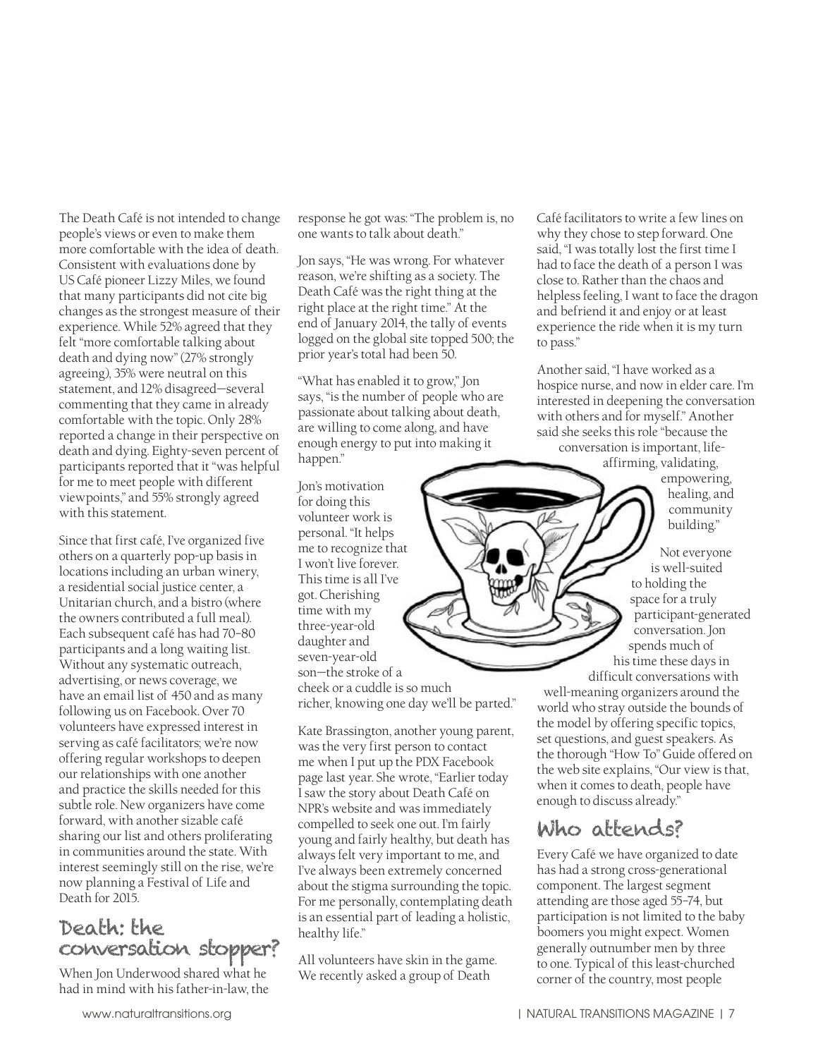The Death Café is not intended to change people's views or even to make them more comfortable with the idea of death. Consistent with evaluations done by US Café pioneer Lizzy Miles, we found that many participants did not cite big changes as the strongest measure of their experience. While 52% agreed that they felt "more comfortable talking about death and dying now" (27% strongly agreeing), 35% were neutral on this statement, and 12% disagreed—several commenting that they came in already comfortable with the topic. Only 28% reported a change in their perspective on death and dying. Eighty-seven percent of participants reported that it "was helpful for me to meet people with different viewpoints," and 55% strongly agreed with this statement.

Since that first café, I've organized five others on a quarterly pop-up basis in locations including an urban winery, a residential social justice center, a Unitarian church, and a bistro (where the owners contributed a full meal). Each subsequent café has had 70–80 participants and a long waiting list. Without any systematic outreach, advertising, or news coverage, we have an email list of 450 and as many following us on Facebook. Over 70 volunteers have expressed interest in serving as café facilitators; we're now offering regular workshops to deepen our relationships with one another and practice the skills needed for this subtle role. New organizers have come forward, with another sizable café sharing our list and others proliferating in communities around the state. With interest seemingly still on the rise, we're now planning a Festival of Life and Death for 2015.

## Death: the conversation stopper?

When Jon Underwood shared what he had in mind with his father-in-law, the response he got was: "The problem is, no one wants to talk about death."

Jon says, "He was wrong. For whatever reason, we're shifting as a society. The Death Café was the right thing at the right place at the right time." At the end of January 2014, the tally of events logged on the global site topped 500; the prior year's total had been 50.

"What has enabled it to grow," Jon says, "is the number of people who are passionate about talking about death, are willing to come along, and have enough energy to put into making it happen."

Jon's motivation for doing this volunteer work is personal. "It helps me to recognize that I won't live forever. This time is all I've got. Cherishing time with my three-year-old daughter and seven-year-old son—the stroke of a cheek or a cuddle is so much richer, knowing one day we'll be parted."

Kate Brassington, another young parent, was the very first person to contact me when I put up the PDX Facebook page last year. She wrote, "Earlier today I saw the story about Death Café on NPR's website and was immediately compelled to seek one out. I'm fairly young and fairly healthy, but death has always felt very important to me, and I've always been extremely concerned about the stigma surrounding the topic. For me personally, contemplating death is an essential part of leading a holistic, healthy life."

All volunteers have skin in the game. We recently asked a group of Death Café facilitators to write a few lines on why they chose to step forward. One said, "I was totally lost the first time I had to face the death of a person I was close to. Rather than the chaos and helpless feeling, I want to face the dragon and befriend it and enjoy or at least experience the ride when it is my turn to pass."

Another said, "I have worked as a hospice nurse, and now in elder care. I'm interested in deepening the conversation with others and for myself." Another said she seeks this role "because the conversation is important, life-affirming, validating, empowering, healing, and community building."

Not everyone is well-suited to holding the space for a truly participant-generated conversation. Jon spends much of his time these days in difficult conversations with well-meaning organizers around the world who stray outside the bounds of the model by offering specific topics, set questions, and guest speakers. As the thorough "How To" Guide offered on the web site explains, "Our view is that, when it comes to death, people have enough to discuss already."

## Who attends?

Every Café we have organized to date has had a strong cross-generational component. The largest segment attending are those aged 55–74, but participation is not limited to the baby boomers you might expect. Women generally outnumber men by three to one. Typical of this least-churched corner of the country, most people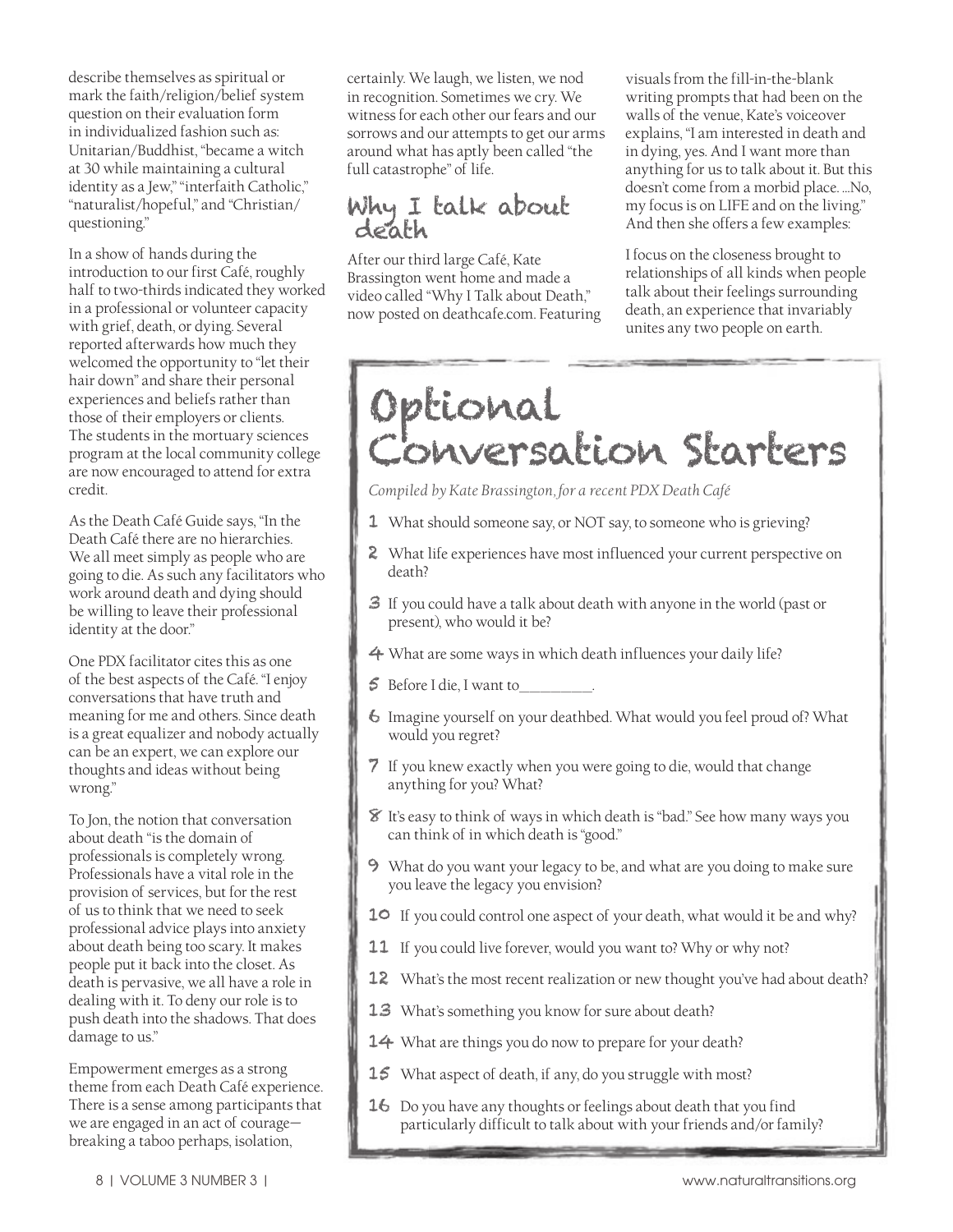describe themselves as spiritual or mark the faith/religion/belief system question on their evaluation form in individualized fashion such as: Unitarian/Buddhist, "became a witch at 30 while maintaining a cultural identity as a Jew," "interfaith Catholic," "naturalist/hopeful," and "Christian/questioning."

In a show of hands during the introduction to our first Café, roughly half to two-thirds indicated they worked in a professional or volunteer capacity with grief, death, or dying. Several reported afterwards how much they welcomed the opportunity to "let their hair down" and share their personal experiences and beliefs rather than those of their employers or clients. The students in the mortuary sciences program at the local community college are now encouraged to attend for extra credit.

As the Death Café Guide says, "In the Death Café there are no hierarchies. We all meet simply as people who are going to die. As such any facilitators who work around death and dying should be willing to leave their professional identity at the door."

One PDX facilitator cites this as one of the best aspects of the Café. "I enjoy conversations that have truth and meaning for me and others. Since death is a great equalizer and nobody actually can be an expert, we can explore our thoughts and ideas without being wrong."

To Jon, the notion that conversation about death "is the domain of professionals is completely wrong. Professionals have a vital role in the provision of services, but for the rest of us to think that we need to seek professional advice plays into anxiety about death being too scary. It makes people put it back into the closet. As death is pervasive, we all have a role in dealing with it. To deny our role is to push death into the shadows. That does damage to us."

Empowerment emerges as a strong theme from each Death Café experience. There is a sense among participants that we are engaged in an act of courage—breaking a taboo perhaps, isolation, certainly. We laugh, we listen, we nod in recognition. Sometimes we cry. We witness for each other our fears and our sorrows and our attempts to get our arms around what has aptly been called "the full catastrophe" of life.

## Why I talk about death

After our third large Café, Kate Brassington went home and made a video called "Why I Talk about Death," now posted on deathcafe.com. Featuring visuals from the fill-in-the-blank writing prompts that had been on the walls of the venue, Kate's voiceover explains, "I am interested in death and in dying, yes. And I want more than anything for us to talk about it. But this doesn't come from a morbid place. ...No, my focus is on LIFE and on the living." And then she offers a few examples:

I focus on the closeness brought to relationships of all kinds when people talk about their feelings surrounding death, an experience that invariably unites any two people on earth.

## Optional Conversation Starters

*Compiled by Kate Brassington, for a recent PDX Death Café*

1. What should someone say, or NOT say, to someone who is grieving?
2. What life experiences have most influenced your current perspective on death?
3. If you could have a talk about death with anyone in the world (past or present), who would it be?
4. What are some ways in which death influences your daily life?
5. Before I die, I want to__________.
6. Imagine yourself on your deathbed. What would you feel proud of? What would you regret?
7. If you knew exactly when you were going to die, would that change anything for you? What?
8. It's easy to think of ways in which death is "bad." See how many ways you can think of in which death is "good."
9. What do you want your legacy to be, and what are you doing to make sure you leave the legacy you envision?
10. If you could control one aspect of your death, what would it be and why?
11. If you could live forever, would you want to? Why or why not?
12. What's the most recent realization or new thought you've had about death?
13. What's something you know for sure about death?
14. What are things you do now to prepare for your death?
15. What aspect of death, if any, do you struggle with most?
16. Do you have any thoughts or feelings about death that you find particularly difficult to talk about with your friends and/or family?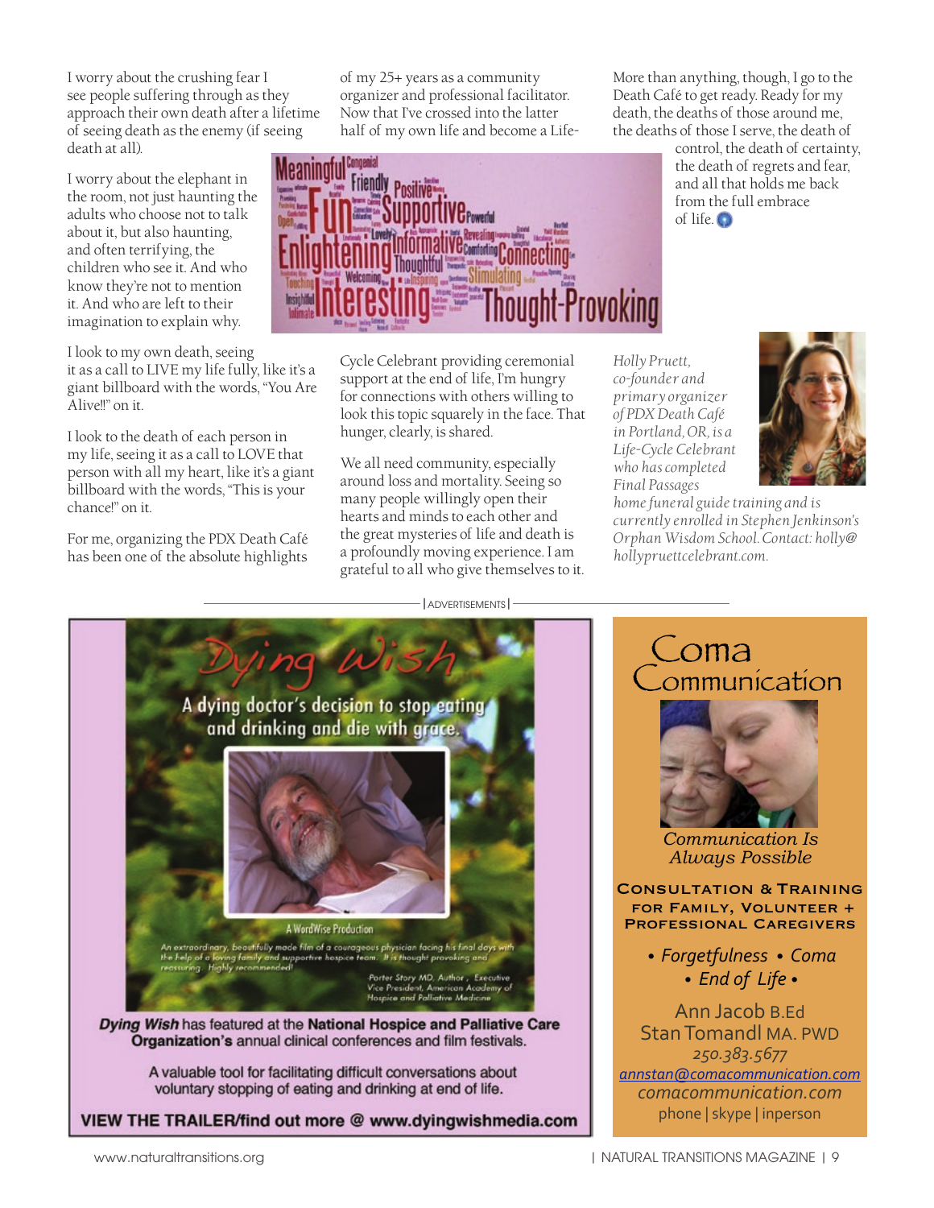I worry about the crushing fear I see people suffering through as they approach their own death after a lifetime of seeing death as the enemy (if seeing death at all).

I worry about the elephant in the room, not just haunting the adults who choose not to talk about it, but also haunting, and often terrifying, the children who see it. And who know they're not to mention it. And who are left to their imagination to explain why.

I look to my own death, seeing it as a call to LIVE my life fully, like it's a giant billboard with the words, "You Are Alive!!" on it.

I look to the death of each person in my life, seeing it as a call to LOVE that person with all my heart, like it's a giant billboard with the words, "This is your chance!" on it.

For me, organizing the PDX Death Café has been one of the absolute highlights of my 25+ years as a community organizer and professional facilitator. Now that I've crossed into the latter half of my own life and become a Life-Cycle Celebrant providing ceremonial support at the end of life, I'm hungry for connections with others willing to look this topic squarely in the face. That hunger, clearly, is shared.

We all need community, especially around loss and mortality. Seeing so many people willingly open their hearts and minds to each other and the great mysteries of life and death is a profoundly moving experience. I am grateful to all who give themselves to it.

More than anything, though, I go to the Death Café to get ready. Ready for my death, the deaths of those around me, the deaths of those I serve, the death of control, the death of certainty, the death of regrets and fear, and all that holds me back from the full embrace of life.

*Holly Pruett, co-founder and primary organizer of PDX Death Café in Portland, OR, is a Life-Cycle Celebrant who has completed Final Passages home funeral guide training and is currently enrolled in Stephen Jenkinson's Orphan Wisdom School. Contact: holly@hollypruettcelebrant.com.*

ADVERTISEMENTS

**Dying Wish**

A dying doctor's decision to stop eating and drinking and die with grace.

A WordWise Production

*An extraordinary, beautifully made film of a courageous physician facing his final days with the help of a loving family and supportive hospice team. It is thought provoking and reassuring. Highly recommended!*

*Porter Story MD, Author, Executive Vice President, American Academy of Hospice and Palliative Medicine*

***Dying Wish*** has featured at the **National Hospice and Palliative Care Organization's** annual clinical conferences and film festivals.

A valuable tool for facilitating difficult conversations about voluntary stopping of eating and drinking at end of life.

**VIEW THE TRAILER/find out more @ www.dyingwishmedia.com**

**Coma Communication**

*Communication Is Always Possible*

**Consultation & Training for Family, Volunteer + Professional Caregivers**

*• Forgetfulness • Coma • End of Life •*

Ann Jacob B.Ed
Stan Tomandl MA. PWD
*250.383.5677*
*annstan@comacommunication.com*
*comacommunication.com*
phone | skype | inperson